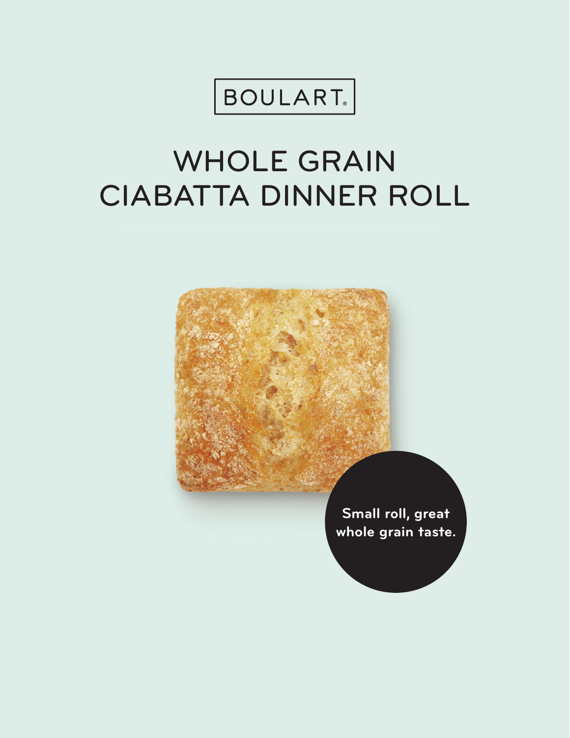BOULART®

# WHOLE GRAIN CIABATTA DINNER ROLL

**Small roll, great whole grain taste.**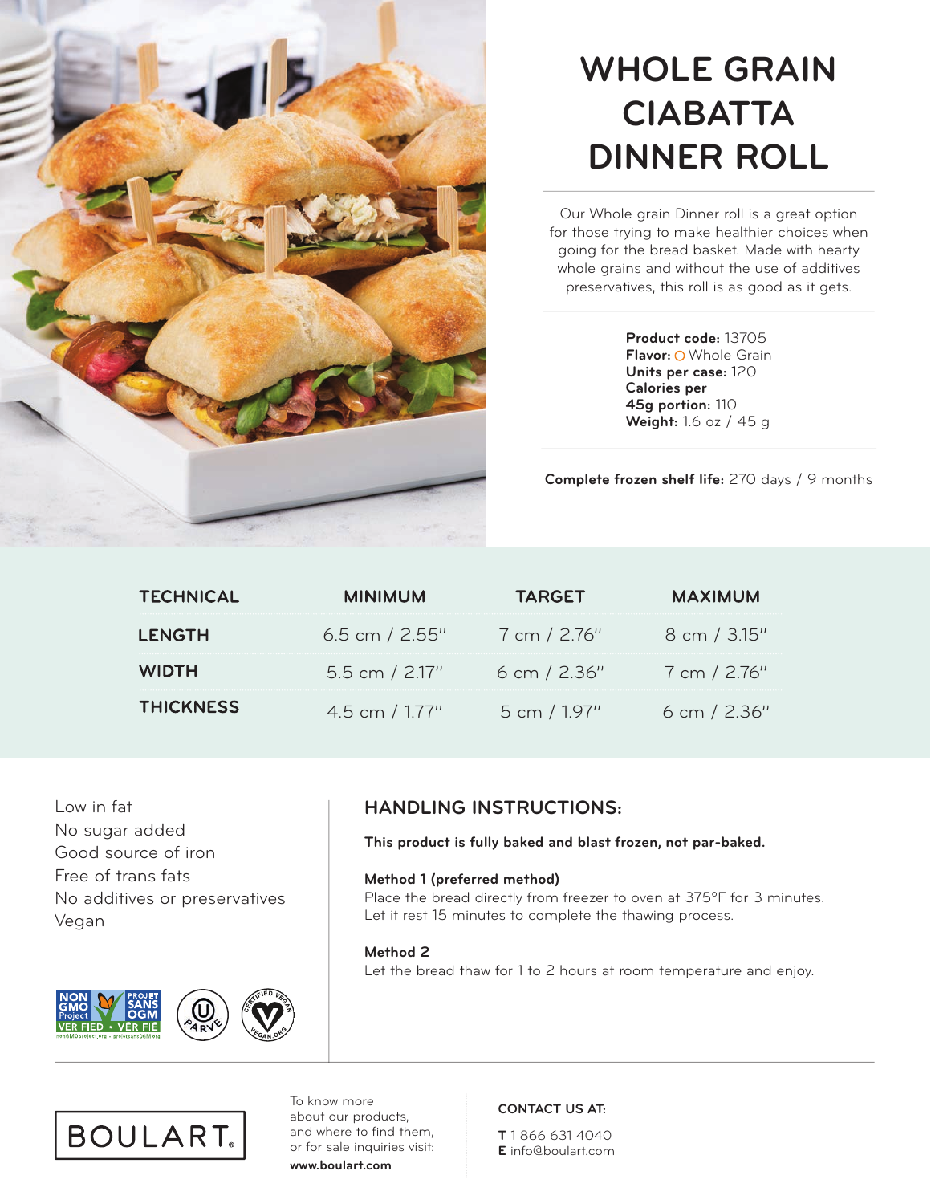# WHOLE GRAIN CIABATTA DINNER ROLL

Our Whole grain Dinner roll is a great option for those trying to make healthier choices when going for the bread basket. Made with hearty whole grains and without the use of additives preservatives, this roll is as good as it gets.

**Product code:** 13705
**Flavor:** Whole Grain
**Units per case:** 120
**Calories per 45g portion:** 110
**Weight:** 1.6 oz / 45 g

**Complete frozen shelf life:** 270 days / 9 months

| TECHNICAL | MINIMUM | TARGET | MAXIMUM |
|---|---|---|---|
| LENGTH | 6.5 cm / 2.55" | 7 cm / 2.76" | 8 cm / 3.15" |
| WIDTH | 5.5 cm / 2.17" | 6 cm / 2.36" | 7 cm / 2.76" |
| THICKNESS | 4.5 cm / 1.77" | 5 cm / 1.97" | 6 cm / 2.36" |

Low in fat
No sugar added
Good source of iron
Free of trans fats
No additives or preservatives
Vegan

NON GMO Project VERIFIED • PROJET SANS OGM VÉRIFIÉ
PARVE
CERTIFIED VEGAN

## HANDLING INSTRUCTIONS:

**This product is fully baked and blast frozen, not par-baked.**

**Method 1 (preferred method)**
Place the bread directly from freezer to oven at 375°F for 3 minutes. Let it rest 15 minutes to complete the thawing process.

**Method 2**
Let the bread thaw for 1 to 2 hours at room temperature and enjoy.

BOULART

To know more about our products, and where to find them, or for sale inquiries visit:
**www.boulart.com**

**CONTACT US AT:**

**T** 1 866 631 4040
**E** info@boulart.com